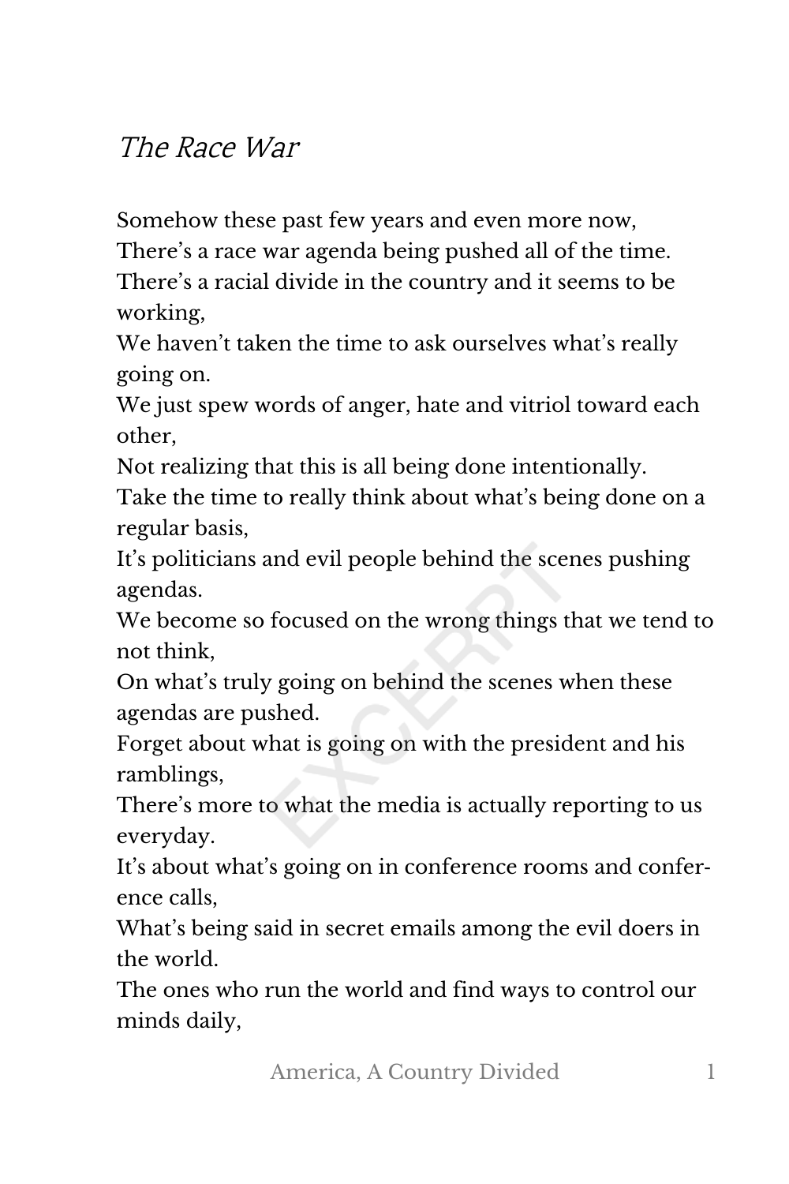*The Race War*

Somehow these past few years and even more now,
There's a race war agenda being pushed all of the time.
There's a racial divide in the country and it seems to be working,
We haven't taken the time to ask ourselves what's really going on.
We just spew words of anger, hate and vitriol toward each other,
Not realizing that this is all being done intentionally.
Take the time to really think about what's being done on a regular basis,
It's politicians and evil people behind the scenes pushing agendas.
We become so focused on the wrong things that we tend to not think,
On what's truly going on behind the scenes when these agendas are pushed.
Forget about what is going on with the president and his ramblings,
There's more to what the media is actually reporting to us everyday.
It's about what's going on in conference rooms and conference calls,
What's being said in secret emails among the evil doers in the world.
The ones who run the world and find ways to control our minds daily,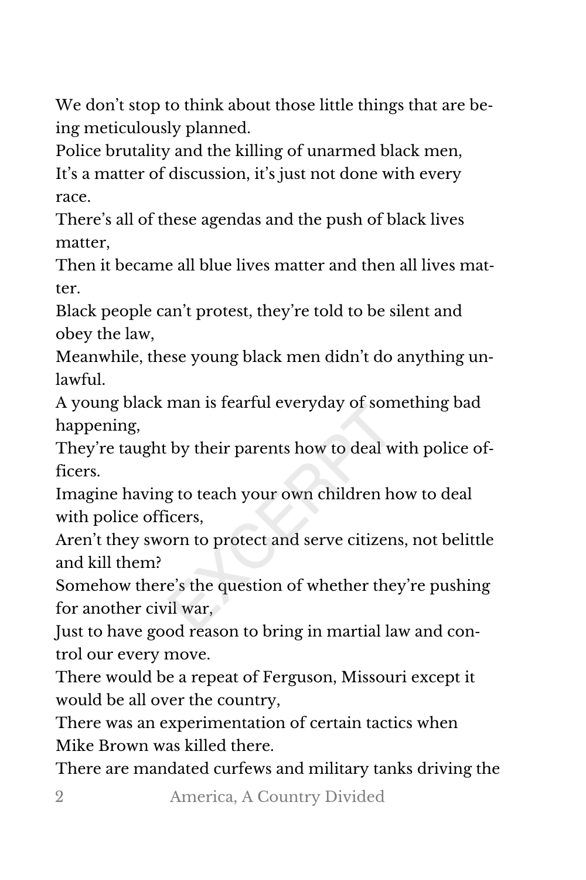We don't stop to think about those little things that are being meticulously planned.
Police brutality and the killing of unarmed black men,
It's a matter of discussion, it's just not done with every race.
There's all of these agendas and the push of black lives matter,
Then it became all blue lives matter and then all lives matter.
Black people can't protest, they're told to be silent and obey the law,
Meanwhile, these young black men didn't do anything unlawful.
A young black man is fearful everyday of something bad happening,
They're taught by their parents how to deal with police officers.
Imagine having to teach your own children how to deal with police officers,
Aren't they sworn to protect and serve citizens, not belittle and kill them?
Somehow there's the question of whether they're pushing for another civil war,
Just to have good reason to bring in martial law and control our every move.
There would be a repeat of Ferguson, Missouri except it would be all over the country,
There was an experimentation of certain tactics when Mike Brown was killed there.
There are mandated curfews and military tanks driving the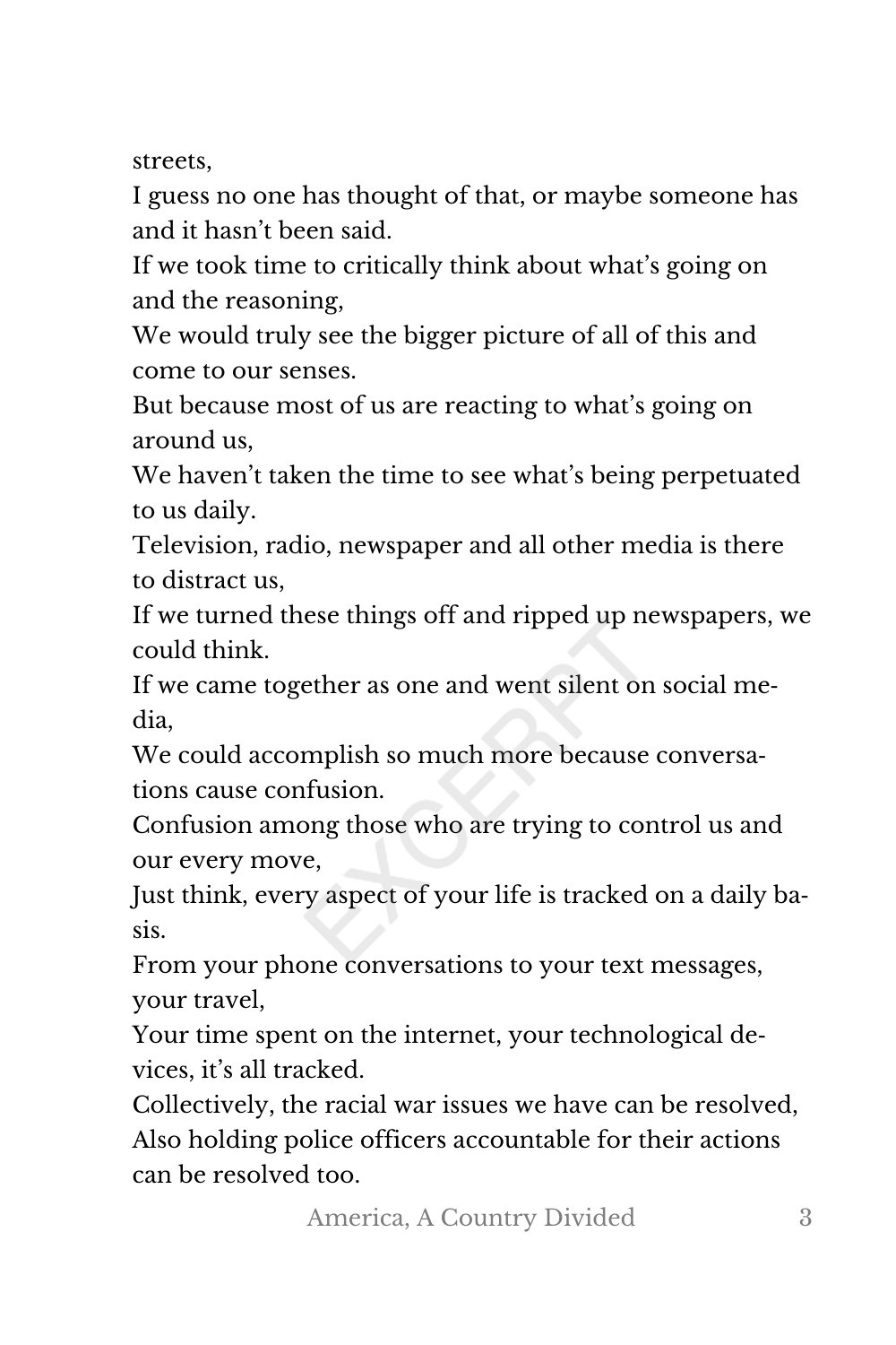streets,
I guess no one has thought of that, or maybe someone has and it hasn't been said.
If we took time to critically think about what's going on and the reasoning,
We would truly see the bigger picture of all of this and come to our senses.
But because most of us are reacting to what's going on around us,
We haven't taken the time to see what's being perpetuated to us daily.
Television, radio, newspaper and all other media is there to distract us,
If we turned these things off and ripped up newspapers, we could think.
If we came together as one and went silent on social media,
We could accomplish so much more because conversations cause confusion.
Confusion among those who are trying to control us and our every move,
Just think, every aspect of your life is tracked on a daily basis.
From your phone conversations to your text messages, your travel,
Your time spent on the internet, your technological devices, it's all tracked.
Collectively, the racial war issues we have can be resolved,
Also holding police officers accountable for their actions can be resolved too.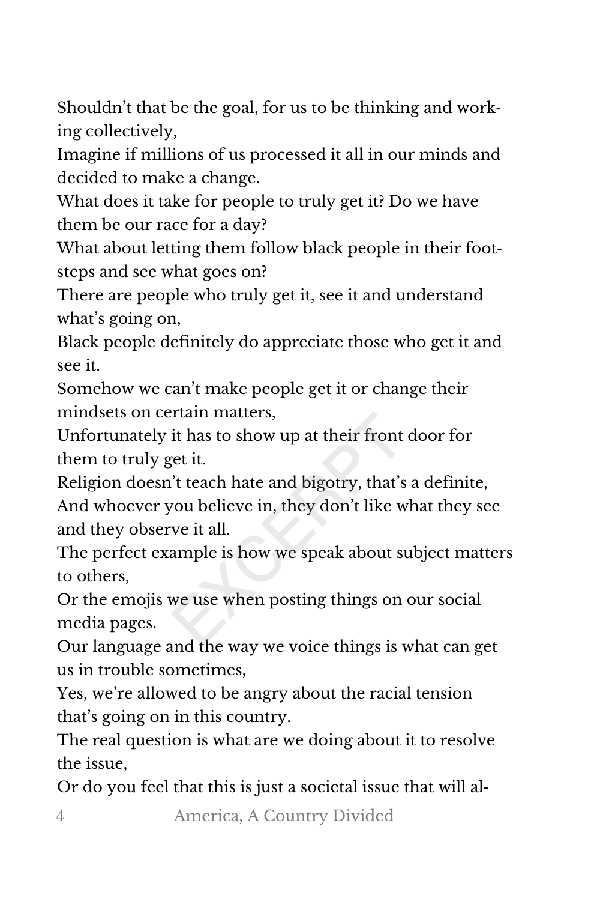Shouldn't that be the goal, for us to be thinking and working collectively,
Imagine if millions of us processed it all in our minds and decided to make a change.
What does it take for people to truly get it? Do we have them be our race for a day?
What about letting them follow black people in their footsteps and see what goes on?
There are people who truly get it, see it and understand what's going on,
Black people definitely do appreciate those who get it and see it.
Somehow we can't make people get it or change their mindsets on certain matters,
Unfortunately it has to show up at their front door for them to truly get it.
Religion doesn't teach hate and bigotry, that's a definite,
And whoever you believe in, they don't like what they see and they observe it all.
The perfect example is how we speak about subject matters to others,
Or the emojis we use when posting things on our social media pages.
Our language and the way we voice things is what can get us in trouble sometimes,
Yes, we're allowed to be angry about the racial tension that's going on in this country.
The real question is what are we doing about it to resolve the issue,
Or do you feel that this is just a societal issue that will al-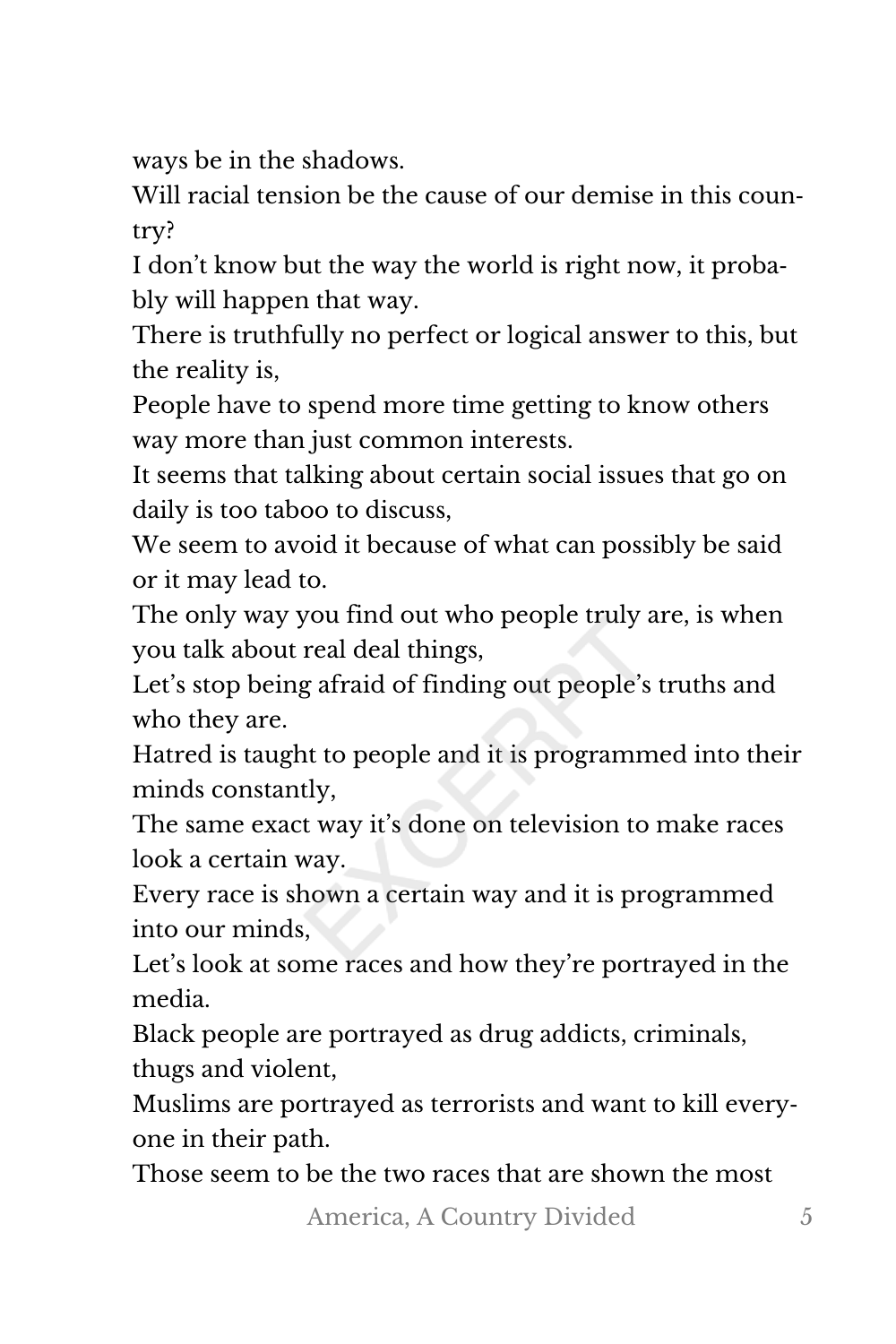ways be in the shadows.

Will racial tension be the cause of our demise in this country?

I don't know but the way the world is right now, it probably will happen that way.

There is truthfully no perfect or logical answer to this, but the reality is,

People have to spend more time getting to know others way more than just common interests.

It seems that talking about certain social issues that go on daily is too taboo to discuss,

We seem to avoid it because of what can possibly be said or it may lead to.

The only way you find out who people truly are, is when you talk about real deal things,

Let's stop being afraid of finding out people's truths and who they are.

Hatred is taught to people and it is programmed into their minds constantly,

The same exact way it's done on television to make races look a certain way.

Every race is shown a certain way and it is programmed into our minds,

Let's look at some races and how they're portrayed in the media.

Black people are portrayed as drug addicts, criminals, thugs and violent,

Muslims are portrayed as terrorists and want to kill everyone in their path.

Those seem to be the two races that are shown the most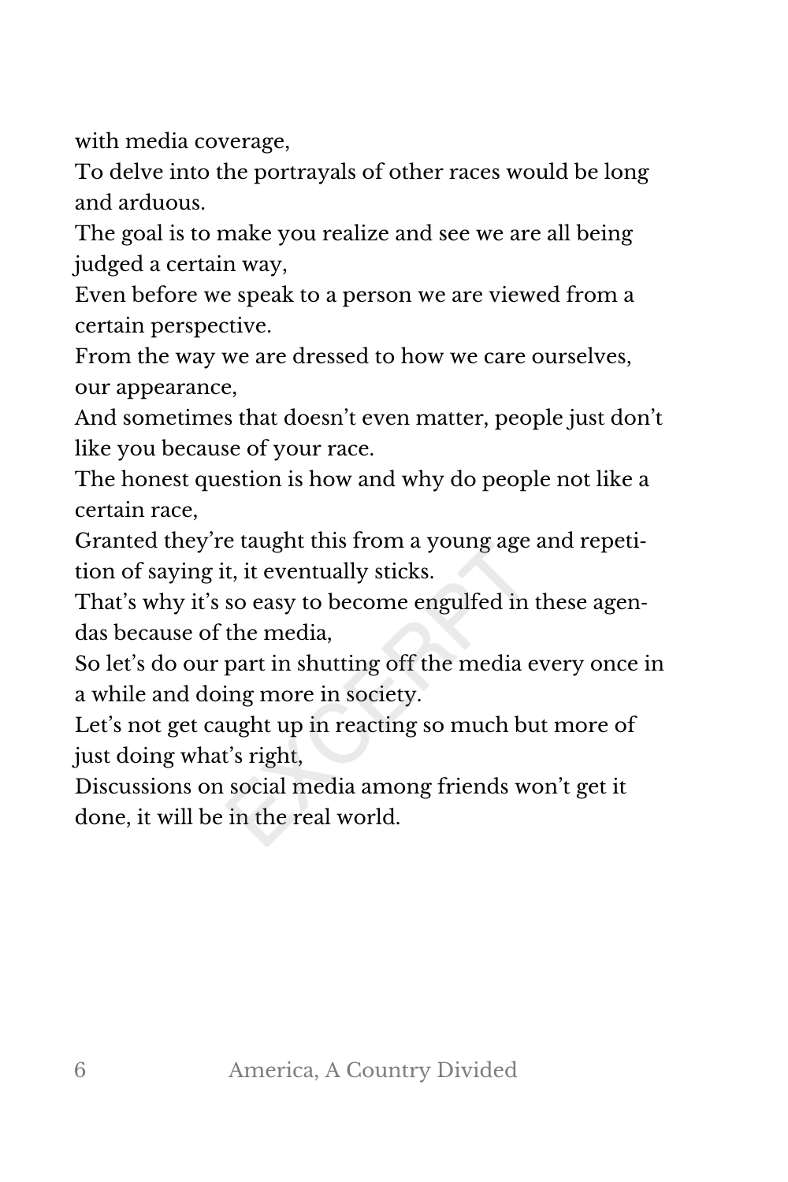with media coverage,
To delve into the portrayals of other races would be long and arduous.
The goal is to make you realize and see we are all being judged a certain way,
Even before we speak to a person we are viewed from a certain perspective.
From the way we are dressed to how we care ourselves, our appearance,
And sometimes that doesn't even matter, people just don't like you because of your race.
The honest question is how and why do people not like a certain race,
Granted they're taught this from a young age and repetition of saying it, it eventually sticks.
That's why it's so easy to become engulfed in these agendas because of the media,
So let's do our part in shutting off the media every once in a while and doing more in society.
Let's not get caught up in reacting so much but more of just doing what's right,
Discussions on social media among friends won't get it done, it will be in the real world.